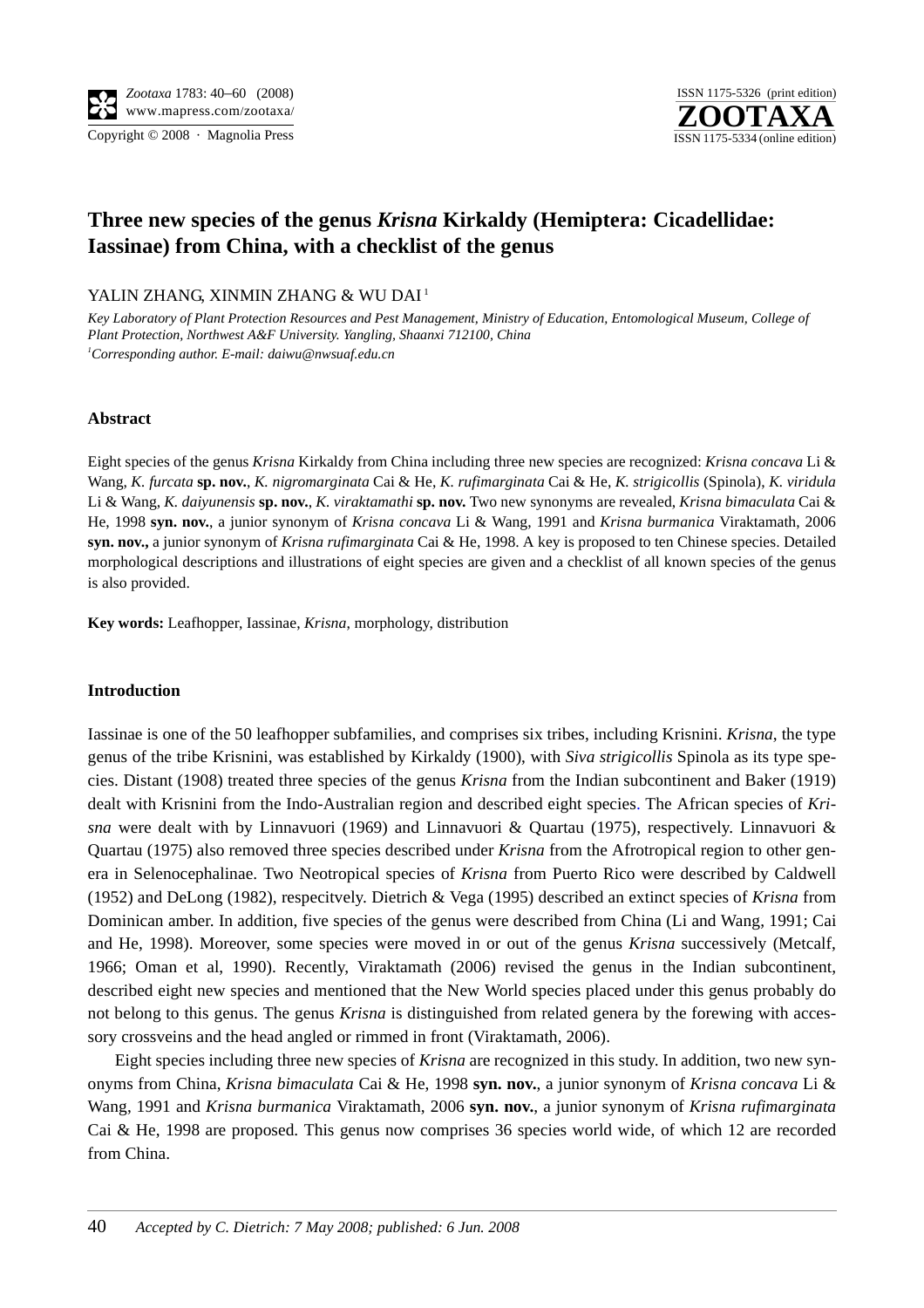# Three new species of the genus *Krisna* Kirkaldy (Hemiptera: Cicadellidae: Iassinae) from China, with a checklist of the genus

YALIN ZHANG, XINMIN ZHANG & WU DAI[1]

*Key Laboratory of Plant Protection Resources and Pest Management, Ministry of Education, Entomological Museum, College of Plant Protection, Northwest A&F University. Yangling, Shaanxi 712100, China*
*[1]Corresponding author. E-mail: daiwu@nwsuaf.edu.cn*

### Abstract

Eight species of the genus *Krisna* Kirkaldy from China including three new species are recognized: *Krisna concava* Li & Wang, *K. furcata* **sp. nov.**, *K. nigromarginata* Cai & He, *K. rufimarginata* Cai & He, *K. strigicollis* (Spinola), *K. viridula* Li & Wang, *K. daiyunensis* **sp. nov.**, *K. viraktamathi* **sp. nov.** Two new synonyms are revealed, *Krisna bimaculata* Cai & He, 1998 **syn. nov.**, a junior synonym of *Krisna concava* Li & Wang, 1991 and *Krisna burmanica* Viraktamath, 2006 **syn. nov.,** a junior synonym of *Krisna rufimarginata* Cai & He, 1998. A key is proposed to ten Chinese species. Detailed morphological descriptions and illustrations of eight species are given and a checklist of all known species of the genus is also provided.

**Key words:** Leafhopper, Iassinae, *Krisna*, morphology, distribution

### Introduction

Iassinae is one of the 50 leafhopper subfamilies, and comprises six tribes, including Krisnini. *Krisna*, the type genus of the tribe Krisnini, was established by Kirkaldy (1900), with *Siva strigicollis* Spinola as its type species. Distant (1908) treated three species of the genus *Krisna* from the Indian subcontinent and Baker (1919) dealt with Krisnini from the Indo-Australian region and described eight species. The African species of *Krisna* were dealt with by Linnavuori (1969) and Linnavuori & Quartau (1975), respectively. Linnavuori & Quartau (1975) also removed three species described under *Krisna* from the Afrotropical region to other genera in Selenocephalinae. Two Neotropical species of *Krisna* from Puerto Rico were described by Caldwell (1952) and DeLong (1982), respecitvely. Dietrich & Vega (1995) described an extinct species of *Krisna* from Dominican amber. In addition, five species of the genus were described from China (Li and Wang, 1991; Cai and He, 1998). Moreover, some species were moved in or out of the genus *Krisna* successively (Metcalf, 1966; Oman et al, 1990). Recently, Viraktamath (2006) revised the genus in the Indian subcontinent, described eight new species and mentioned that the New World species placed under this genus probably do not belong to this genus. The genus *Krisna* is distinguished from related genera by the forewing with accessory crossveins and the head angled or rimmed in front (Viraktamath, 2006).

Eight species including three new species of *Krisna* are recognized in this study. In addition, two new synonyms from China, *Krisna bimaculata* Cai & He, 1998 **syn. nov.**, a junior synonym of *Krisna concava* Li & Wang, 1991 and *Krisna burmanica* Viraktamath, 2006 **syn. nov.**, a junior synonym of *Krisna rufimarginata* Cai & He, 1998 are proposed. This genus now comprises 36 species world wide, of which 12 are recorded from China.

*Accepted by C. Dietrich: 7 May 2008; published: 6 Jun. 2008*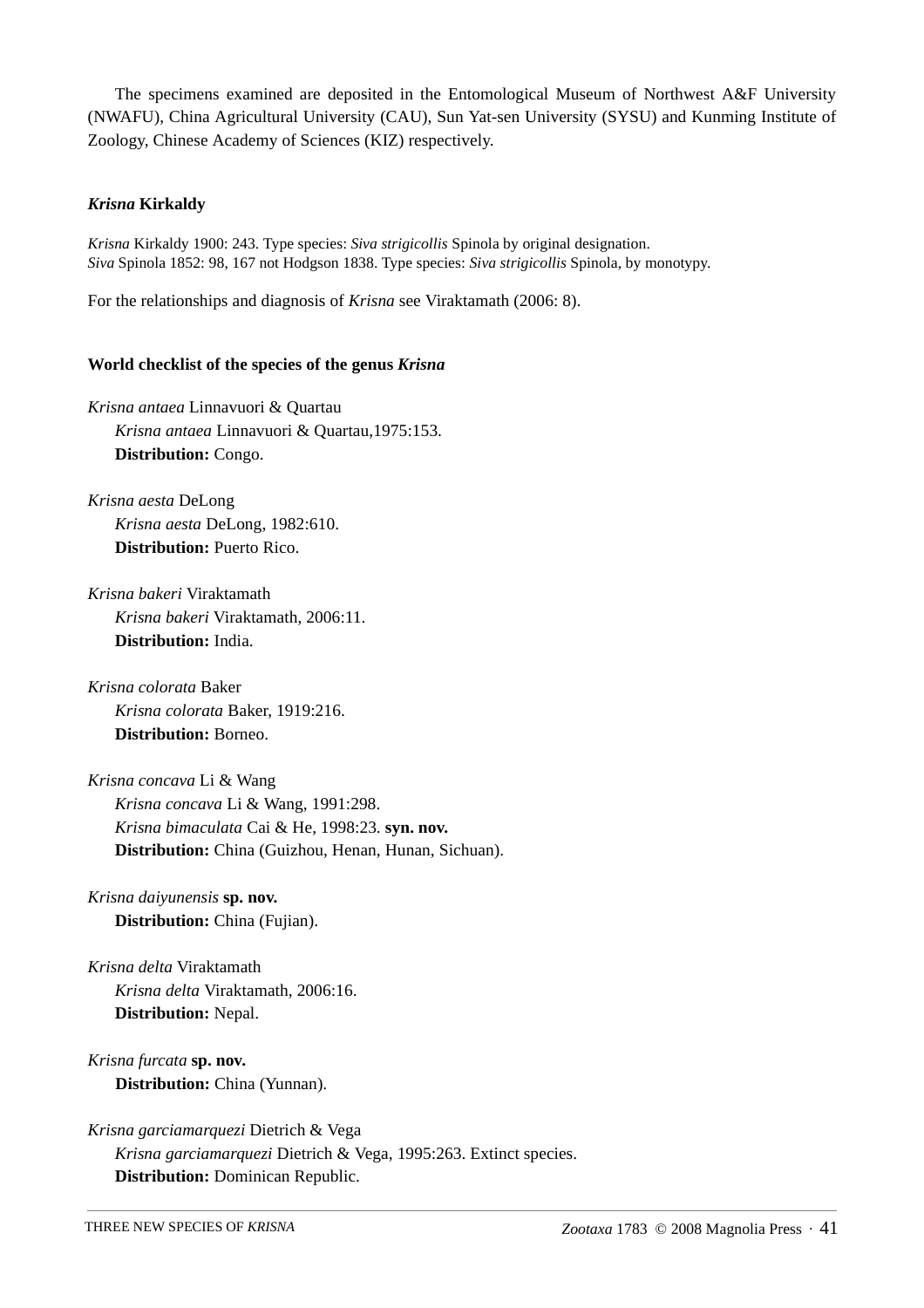The specimens examined are deposited in the Entomological Museum of Northwest A&F University (NWAFU), China Agricultural University (CAU), Sun Yat-sen University (SYSU) and Kunming Institute of Zoology, Chinese Academy of Sciences (KIZ) respectively.

### ***Krisna*** **Kirkaldy**

*Krisna* Kirkaldy 1900: 243. Type species: *Siva strigicollis* Spinola by original designation.
*Siva* Spinola 1852: 98, 167 not Hodgson 1838. Type species: *Siva strigicollis* Spinola, by monotypy.

For the relationships and diagnosis of *Krisna* see Viraktamath (2006: 8).

### **World checklist of the species of the genus *Krisna***

*Krisna antaea* Linnavuori & Quartau
*Krisna antaea* Linnavuori & Quartau,1975:153.
**Distribution:** Congo.

*Krisna aesta* DeLong
*Krisna aesta* DeLong, 1982:610.
**Distribution:** Puerto Rico.

*Krisna bakeri* Viraktamath
*Krisna bakeri* Viraktamath, 2006:11.
**Distribution:** India.

*Krisna colorata* Baker
*Krisna colorata* Baker, 1919:216.
**Distribution:** Borneo.

*Krisna concava* Li & Wang
*Krisna concava* Li & Wang, 1991:298.
*Krisna bimaculata* Cai & He, 1998:23. **syn. nov.**
**Distribution:** China (Guizhou, Henan, Hunan, Sichuan).

*Krisna daiyunensis* **sp. nov.**
**Distribution:** China (Fujian).

*Krisna delta* Viraktamath
*Krisna delta* Viraktamath, 2006:16.
**Distribution:** Nepal.

*Krisna furcata* **sp. nov.**
**Distribution:** China (Yunnan).

*Krisna garciamarquezi* Dietrich & Vega
*Krisna garciamarquezi* Dietrich & Vega, 1995:263. Extinct species.
**Distribution:** Dominican Republic.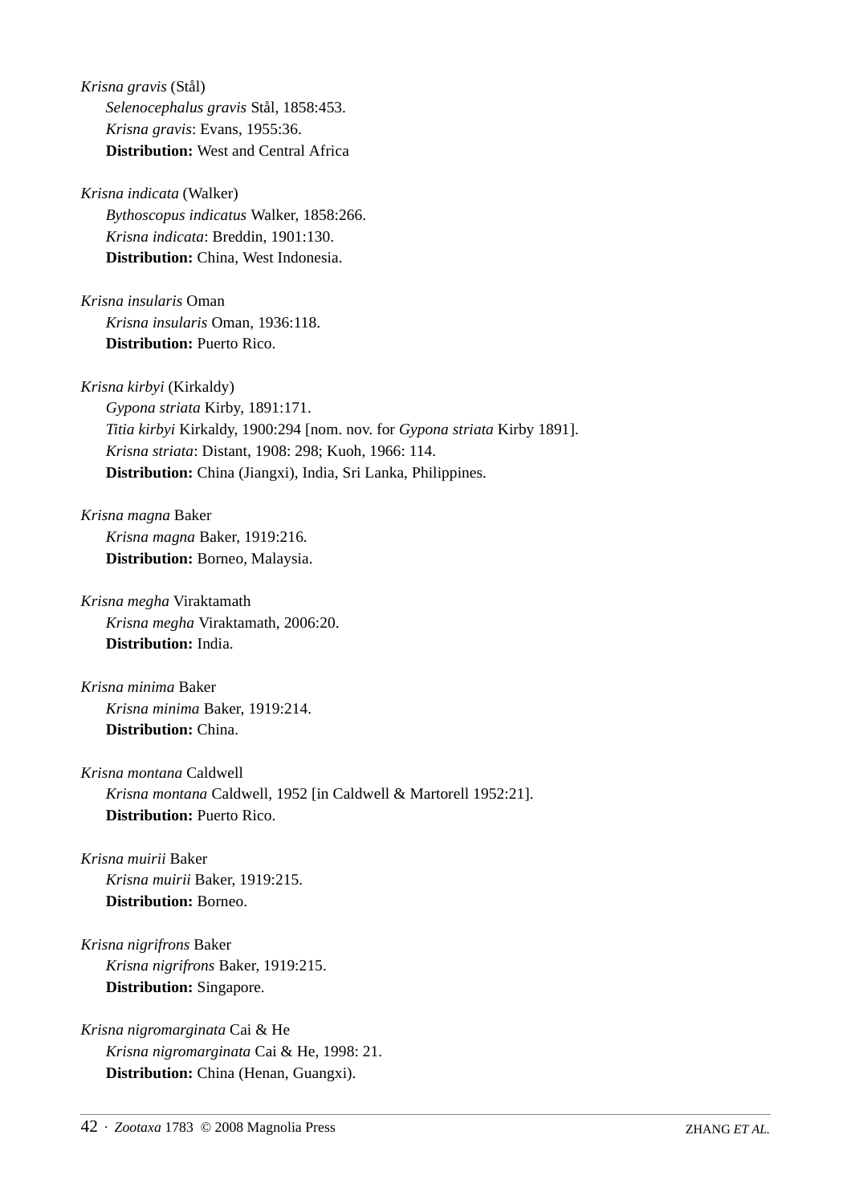*Krisna gravis* (Stål)

*Selenocephalus gravis* Stål, 1858:453.
*Krisna gravis*: Evans, 1955:36.
**Distribution:** West and Central Africa

*Krisna indicata* (Walker)

*Bythoscopus indicatus* Walker, 1858:266.
*Krisna indicata*: Breddin, 1901:130.
**Distribution:** China, West Indonesia.

*Krisna insularis* Oman

*Krisna insularis* Oman, 1936:118.
**Distribution:** Puerto Rico.

*Krisna kirbyi* (Kirkaldy)

*Gypona striata* Kirby, 1891:171.
*Titia kirbyi* Kirkaldy, 1900:294 [nom. nov. for *Gypona striata* Kirby 1891].
*Krisna striata*: Distant, 1908: 298; Kuoh, 1966: 114.
**Distribution:** China (Jiangxi), India, Sri Lanka, Philippines.

*Krisna magna* Baker

*Krisna magna* Baker, 1919:216.
**Distribution:** Borneo, Malaysia.

*Krisna megha* Viraktamath

*Krisna megha* Viraktamath, 2006:20.
**Distribution:** India.

*Krisna minima* Baker

*Krisna minima* Baker, 1919:214.
**Distribution:** China.

*Krisna montana* Caldwell

*Krisna montana* Caldwell, 1952 [in Caldwell & Martorell 1952:21].
**Distribution:** Puerto Rico.

*Krisna muirii* Baker

*Krisna muirii* Baker, 1919:215.
**Distribution:** Borneo.

*Krisna nigrifrons* Baker

*Krisna nigrifrons* Baker, 1919:215.
**Distribution:** Singapore.

*Krisna nigromarginata* Cai & He

*Krisna nigromarginata* Cai & He, 1998: 21.
**Distribution:** China (Henan, Guangxi).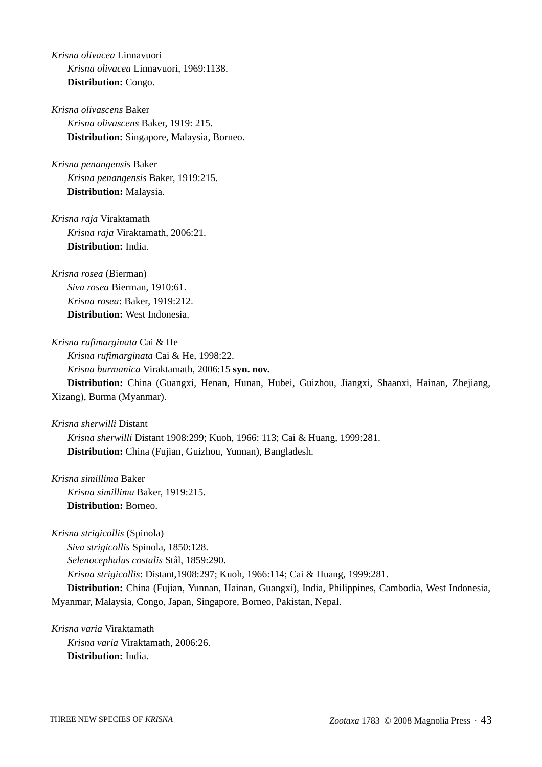*Krisna olivacea* Linnavuori

*Krisna olivacea* Linnavuori, 1969:1138.

**Distribution:** Congo.

*Krisna olivascens* Baker

*Krisna olivascens* Baker, 1919: 215.

**Distribution:** Singapore, Malaysia, Borneo.

*Krisna penangensis* Baker

*Krisna penangensis* Baker, 1919:215.

**Distribution:** Malaysia.

*Krisna raja* Viraktamath

*Krisna raja* Viraktamath, 2006:21.

**Distribution:** India.

*Krisna rosea* (Bierman)

*Siva rosea* Bierman, 1910:61.

*Krisna rosea*: Baker, 1919:212.

**Distribution:** West Indonesia.

*Krisna rufimarginata* Cai & He

*Krisna rufimarginata* Cai & He, 1998:22.

*Krisna burmanica* Viraktamath, 2006:15 **syn. nov.**

**Distribution:** China (Guangxi, Henan, Hunan, Hubei, Guizhou, Jiangxi, Shaanxi, Hainan, Zhejiang, Xizang), Burma (Myanmar).

*Krisna sherwilli* Distant

*Krisna sherwilli* Distant 1908:299; Kuoh, 1966: 113; Cai & Huang, 1999:281.

**Distribution:** China (Fujian, Guizhou, Yunnan), Bangladesh.

*Krisna simillima* Baker

*Krisna simillima* Baker, 1919:215.

**Distribution:** Borneo.

*Krisna strigicollis* (Spinola)

*Siva strigicollis* Spinola, 1850:128.

*Selenocephalus costalis* Stål, 1859:290.

*Krisna strigicollis*: Distant,1908:297; Kuoh, 1966:114; Cai & Huang, 1999:281.

**Distribution:** China (Fujian, Yunnan, Hainan, Guangxi), India, Philippines, Cambodia, West Indonesia, Myanmar, Malaysia, Congo, Japan, Singapore, Borneo, Pakistan, Nepal.

*Krisna varia* Viraktamath

*Krisna varia* Viraktamath, 2006:26.

**Distribution:** India.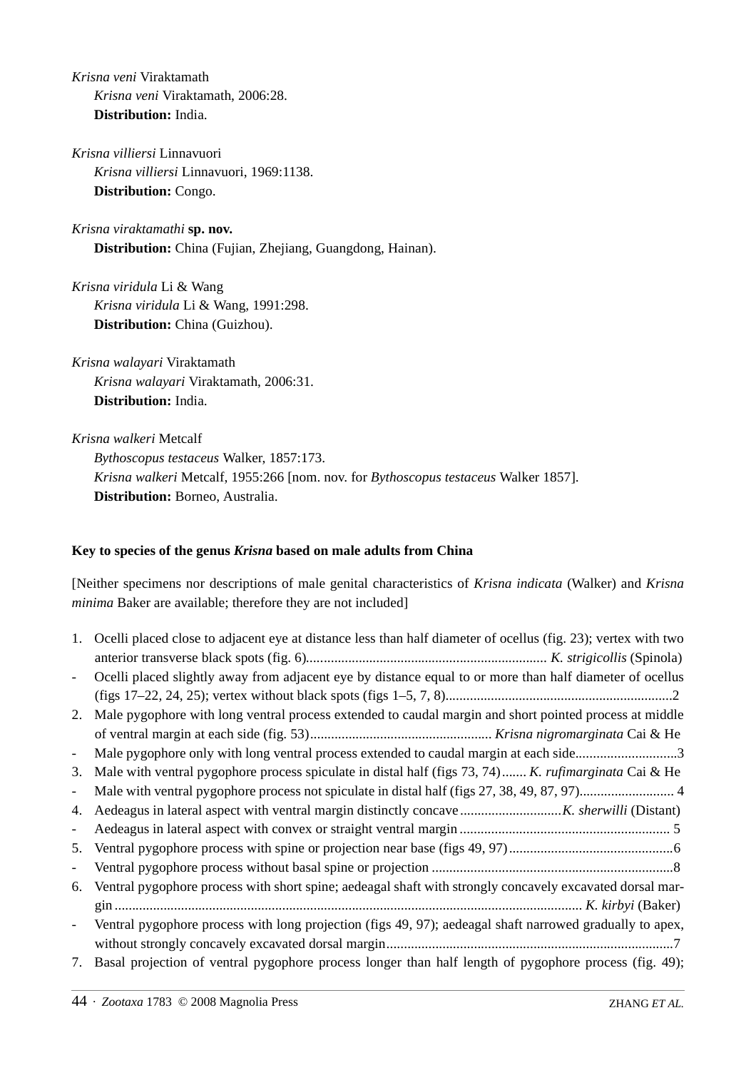*Krisna veni* Viraktamath

*Krisna veni* Viraktamath, 2006:28.

**Distribution:** India.

*Krisna villiersi* Linnavuori

*Krisna villiersi* Linnavuori, 1969:1138.

**Distribution:** Congo.

*Krisna viraktamathi* **sp. nov.**

**Distribution:** China (Fujian, Zhejiang, Guangdong, Hainan).

*Krisna viridula* Li & Wang

*Krisna viridula* Li & Wang, 1991:298.

**Distribution:** China (Guizhou).

*Krisna walayari* Viraktamath

*Krisna walayari* Viraktamath, 2006:31.

**Distribution:** India.

*Krisna walkeri* Metcalf

*Bythoscopus testaceus* Walker, 1857:173.

*Krisna walkeri* Metcalf, 1955:266 [nom. nov. for *Bythoscopus testaceus* Walker 1857].

**Distribution:** Borneo, Australia.

**Key to species of the genus *Krisna* based on male adults from China**

[Neither specimens nor descriptions of male genital characteristics of *Krisna indicata* (Walker) and *Krisna minima* Baker are available; therefore they are not included]

1. Ocelli placed close to adjacent eye at distance less than half diameter of ocellus (fig. 23); vertex with two anterior transverse black spots (fig. 6)...................................................................... *K. strigicollis* (Spinola)
- Ocelli placed slightly away from adjacent eye by distance equal to or more than half diameter of ocellus (figs 17–22, 24, 25); vertex without black spots (figs 1–5, 7, 8)..................................................................2
2. Male pygophore with long ventral process extended to caudal margin and short pointed process at middle of ventral margin at each side (fig. 53).................................................... *Krisna nigromarginata* Cai & He
- Male pygophore only with long ventral process extended to caudal margin at each side.............................3
3. Male with ventral pygophore process spiculate in distal half (figs 73, 74)....... *K. rufimarginata* Cai & He
- Male with ventral pygophore process not spiculate in distal half (figs 27, 38, 49, 87, 97)........................... 4
4. Aedeagus in lateral aspect with ventral margin distinctly concave.............................*K. sherwilli* (Distant)
- Aedeagus in lateral aspect with convex or straight ventral margin ............................................................ 5
5. Ventral pygophore process with spine or projection near base (figs 49, 97)...............................................6
- Ventral pygophore process without basal spine or projection .....................................................................8
6. Ventral pygophore process with short spine; aedeagal shaft with strongly concavely excavated dorsal margin ..................................................................................................................................... *K. kirbyi* (Baker)
- Ventral pygophore process with long projection (figs 49, 97); aedeagal shaft narrowed gradually to apex, without strongly concavely excavated dorsal margin..................................................................................7
7. Basal projection of ventral pygophore process longer than half length of pygophore process (fig. 49);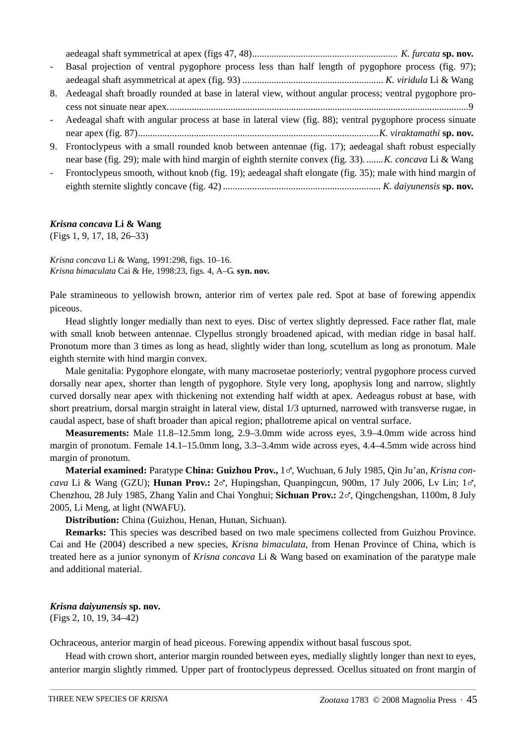aedeagal shaft symmetrical at apex (figs 47, 48)............................................................ *K. furcata* **sp. nov.**

- Basal projection of ventral pygophore process less than half length of pygophore process (fig. 97); aedeagal shaft asymmetrical at apex (fig. 93) .......................................................... *K. viridula* Li & Wang

8. Aedeagal shaft broadly rounded at base in lateral view, without angular process; ventral pygophore process not sinuate near apex............................................................................................................................9

- Aedeagal shaft with angular process at base in lateral view (fig. 88); ventral pygophore process sinuate near apex (fig. 87)..................................................................................................*K. viraktamathi* **sp. nov.**

9. Frontoclypeus with a small rounded knob between antennae (fig. 17); aedeagal shaft robust especially near base (fig. 29); male with hind margin of eighth sternite convex (fig. 33). .......*K. concava* Li & Wang

- Frontoclypeus smooth, without knob (fig. 19); aedeagal shaft elongate (fig. 35); male with hind margin of eighth sternite slightly concave (fig. 42) ................................................................. *K. daiyunensis* **sp. nov.**

***Krisna concava* Li & Wang**
(Figs 1, 9, 17, 18, 26–33)

*Krisna concava* Li & Wang, 1991:298, figs. 10–16.
*Krisna bimaculata* Cai & He, 1998:23, figs. 4, A–G. **syn. nov.**

Pale stramineous to yellowish brown, anterior rim of vertex pale red. Spot at base of forewing appendix piceous.

Head slightly longer medially than next to eyes. Disc of vertex slightly depressed. Face rather flat, male with small knob between antennae. Clypellus strongly broadened apicad, with median ridge in basal half. Pronotum more than 3 times as long as head, slightly wider than long, scutellum as long as pronotum. Male eighth sternite with hind margin convex.

Male genitalia: Pygophore elongate, with many macrosetae posteriorly; ventral pygophore process curved dorsally near apex, shorter than length of pygophore. Style very long, apophysis long and narrow, slightly curved dorsally near apex with thickening not extending half width at apex. Aedeagus robust at base, with short preatrium, dorsal margin straight in lateral view, distal 1/3 upturned, narrowed with transverse rugae, in caudal aspect, base of shaft broader than apical region; phallotreme apical on ventral surface.

**Measurements:** Male 11.8–12.5mm long, 2.9–3.0mm wide across eyes, 3.9–4.0mm wide across hind margin of pronotum. Female 14.1–15.0mm long, 3.3–3.4mm wide across eyes, 4.4–4.5mm wide across hind margin of pronotum.

**Material examined:** Paratype **China: Guizhou Prov.,** 1♂, Wuchuan, 6 July 1985, Qin Ju'an, *Krisna concava* Li & Wang (GZU); **Hunan Prov.:** 2♂, Hupingshan, Quanpingcun, 900m, 17 July 2006, Lv Lin; 1♂, Chenzhou, 28 July 1985, Zhang Yalin and Chai Yonghui; **Sichuan Prov.:** 2♂, Qingchengshan, 1100m, 8 July 2005, Li Meng, at light (NWAFU).

**Distribution:** China (Guizhou, Henan, Hunan, Sichuan).

**Remarks:** This species was described based on two male specimens collected from Guizhou Province. Cai and He (2004) described a new species, *Krisna bimaculata*, from Henan Province of China, which is treated here as a junior synonym of *Krisna concava* Li & Wang based on examination of the paratype male and additional material.

***Krisna daiyunensis* sp. nov.**
(Figs 2, 10, 19, 34–42)

Ochraceous, anterior margin of head piceous. Forewing appendix without basal fuscous spot.

Head with crown short, anterior margin rounded between eyes, medially slightly longer than next to eyes, anterior margin slightly rimmed. Upper part of frontoclypeus depressed. Ocellus situated on front margin of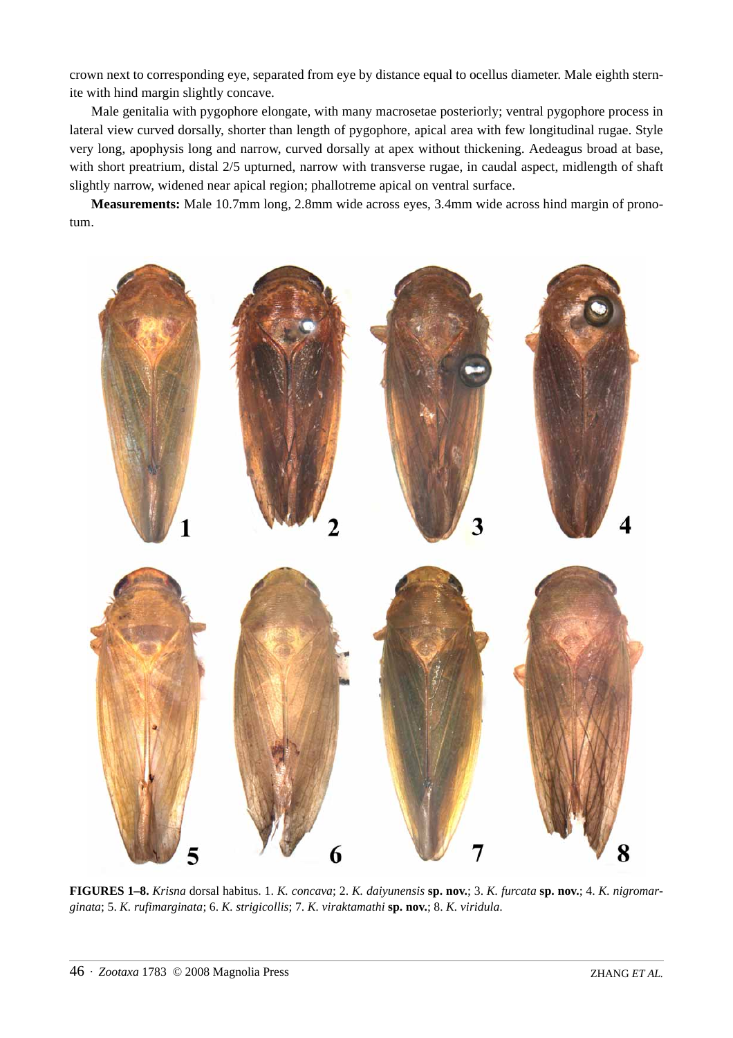crown next to corresponding eye, separated from eye by distance equal to ocellus diameter. Male eighth sternite with hind margin slightly concave.

Male genitalia with pygophore elongate, with many macrosetae posteriorly; ventral pygophore process in lateral view curved dorsally, shorter than length of pygophore, apical area with few longitudinal rugae. Style very long, apophysis long and narrow, curved dorsally at apex without thickening. Aedeagus broad at base, with short preatrium, distal 2/5 upturned, narrow with transverse rugae, in caudal aspect, midlength of shaft slightly narrow, widened near apical region; phallotreme apical on ventral surface.

**Measurements:** Male 10.7mm long, 2.8mm wide across eyes, 3.4mm wide across hind margin of pronotum.

**FIGURES 1–8.** *Krisna* dorsal habitus. 1. *K. concava*; 2. *K. daiyunensis* **sp. nov.**; 3. *K. furcata* **sp. nov.**; 4. *K. nigromarginata*; 5. *K. rufimarginata*; 6. *K. strigicollis*; 7. *K. viraktamathi* **sp. nov.**; 8. *K. viridula*.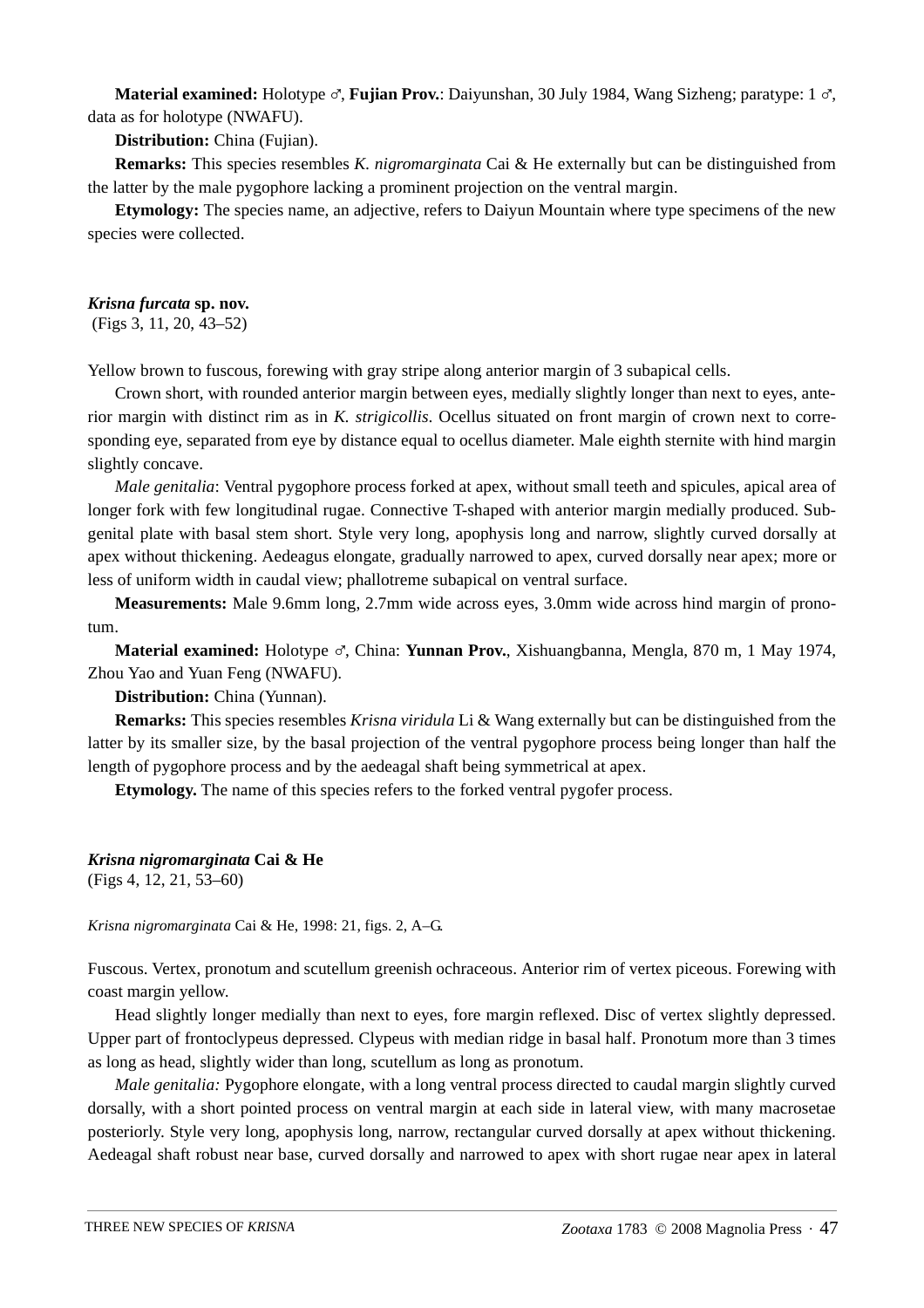**Material examined:** Holotype ♂, **Fujian Prov.**: Daiyunshan, 30 July 1984, Wang Sizheng; paratype: 1 ♂, data as for holotype (NWAFU).

**Distribution:** China (Fujian).

**Remarks:** This species resembles *K. nigromarginata* Cai & He externally but can be distinguished from the latter by the male pygophore lacking a prominent projection on the ventral margin.

**Etymology:** The species name, an adjective, refers to Daiyun Mountain where type specimens of the new species were collected.

### *Krisna furcata* sp. nov.

(Figs 3, 11, 20, 43–52)

Yellow brown to fuscous, forewing with gray stripe along anterior margin of 3 subapical cells.

Crown short, with rounded anterior margin between eyes, medially slightly longer than next to eyes, anterior margin with distinct rim as in *K. strigicollis*. Ocellus situated on front margin of crown next to corresponding eye, separated from eye by distance equal to ocellus diameter. Male eighth sternite with hind margin slightly concave.

*Male genitalia*: Ventral pygophore process forked at apex, without small teeth and spicules, apical area of longer fork with few longitudinal rugae. Connective T-shaped with anterior margin medially produced. Subgenital plate with basal stem short. Style very long, apophysis long and narrow, slightly curved dorsally at apex without thickening. Aedeagus elongate, gradually narrowed to apex, curved dorsally near apex; more or less of uniform width in caudal view; phallotreme subapical on ventral surface.

**Measurements:** Male 9.6mm long, 2.7mm wide across eyes, 3.0mm wide across hind margin of pronotum.

**Material examined:** Holotype ♂, China: **Yunnan Prov.**, Xishuangbanna, Mengla, 870 m, 1 May 1974, Zhou Yao and Yuan Feng (NWAFU).

**Distribution:** China (Yunnan).

**Remarks:** This species resembles *Krisna viridula* Li & Wang externally but can be distinguished from the latter by its smaller size, by the basal projection of the ventral pygophore process being longer than half the length of pygophore process and by the aedeagal shaft being symmetrical at apex.

**Etymology.** The name of this species refers to the forked ventral pygofer process.

### *Krisna nigromarginata* Cai & He

(Figs 4, 12, 21, 53–60)

*Krisna nigromarginata* Cai & He, 1998: 21, figs. 2, A–G.

Fuscous. Vertex, pronotum and scutellum greenish ochraceous. Anterior rim of vertex piceous. Forewing with coast margin yellow.

Head slightly longer medially than next to eyes, fore margin reflexed. Disc of vertex slightly depressed. Upper part of frontoclypeus depressed. Clypeus with median ridge in basal half. Pronotum more than 3 times as long as head, slightly wider than long, scutellum as long as pronotum.

*Male genitalia:* Pygophore elongate, with a long ventral process directed to caudal margin slightly curved dorsally, with a short pointed process on ventral margin at each side in lateral view, with many macrosetae posteriorly. Style very long, apophysis long, narrow, rectangular curved dorsally at apex without thickening. Aedeagal shaft robust near base, curved dorsally and narrowed to apex with short rugae near apex in lateral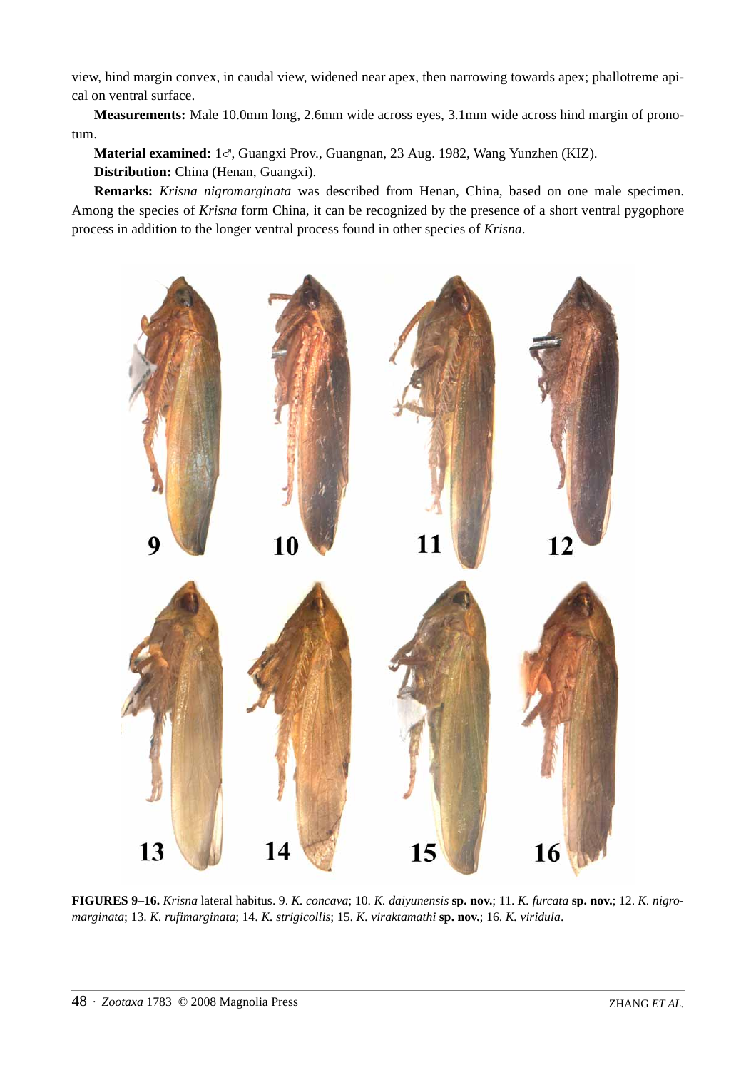view, hind margin convex, in caudal view, widened near apex, then narrowing towards apex; phallotreme apical on ventral surface.

**Measurements:** Male 10.0mm long, 2.6mm wide across eyes, 3.1mm wide across hind margin of pronotum.

**Material examined:** 1♂, Guangxi Prov., Guangnan, 23 Aug. 1982, Wang Yunzhen (KIZ).

**Distribution:** China (Henan, Guangxi).

**Remarks:** *Krisna nigromarginata* was described from Henan, China, based on one male specimen. Among the species of *Krisna* form China, it can be recognized by the presence of a short ventral pygophore process in addition to the longer ventral process found in other species of *Krisna*.

**FIGURES 9–16.** *Krisna* lateral habitus. 9. *K. concava*; 10. *K. daiyunensis* **sp. nov.**; 11. *K. furcata* **sp. nov.**; 12. *K. nigromarginata*; 13. *K. rufimarginata*; 14. *K. strigicollis*; 15. *K. viraktamathi* **sp. nov.**; 16. *K. viridula*.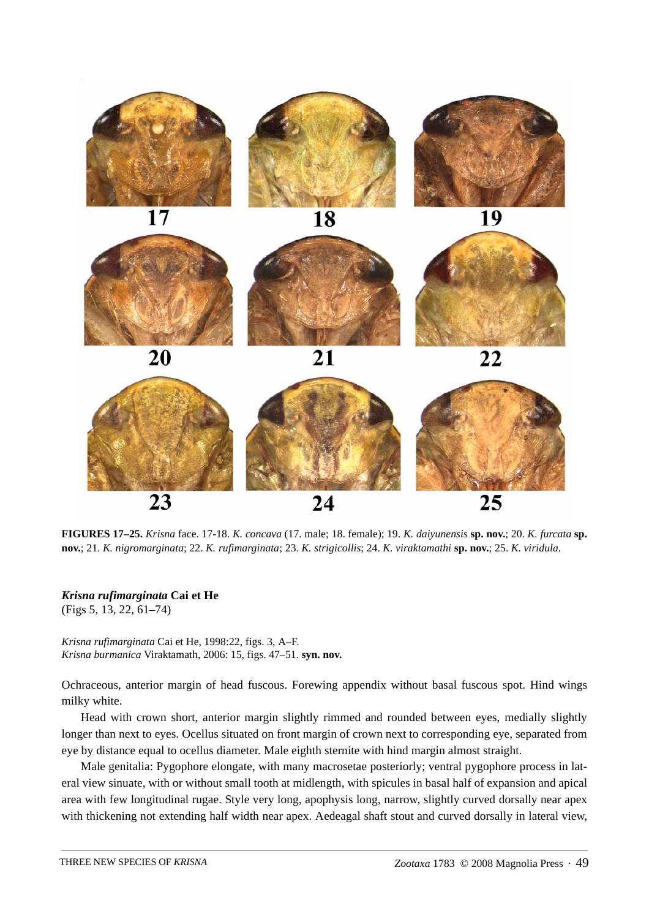**FIGURES 17–25.** *Krisna* face. 17-18. *K. concava* (17. male; 18. female); 19. *K. daiyunensis* **sp. nov.**; 20. *K. furcata* **sp. nov.**; 21. *K. nigromarginata*; 22. *K. rufimarginata*; 23. *K. strigicollis*; 24. *K. viraktamathi* **sp. nov.**; 25. *K. viridula*.

### *Krisna rufimarginata* Cai et He

(Figs 5, 13, 22, 61–74)

*Krisna rufimarginata* Cai et He, 1998:22, figs. 3, A–F.
*Krisna burmanica* Viraktamath, 2006: 15, figs. 47–51. **syn. nov.**

Ochraceous, anterior margin of head fuscous. Forewing appendix without basal fuscous spot. Hind wings milky white.

Head with crown short, anterior margin slightly rimmed and rounded between eyes, medially slightly longer than next to eyes. Ocellus situated on front margin of crown next to corresponding eye, separated from eye by distance equal to ocellus diameter. Male eighth sternite with hind margin almost straight.

Male genitalia: Pygophore elongate, with many macrosetae posteriorly; ventral pygophore process in lateral view sinuate, with or without small tooth at midlength, with spicules in basal half of expansion and apical area with few longitudinal rugae. Style very long, apophysis long, narrow, slightly curved dorsally near apex with thickening not extending half width near apex. Aedeagal shaft stout and curved dorsally in lateral view,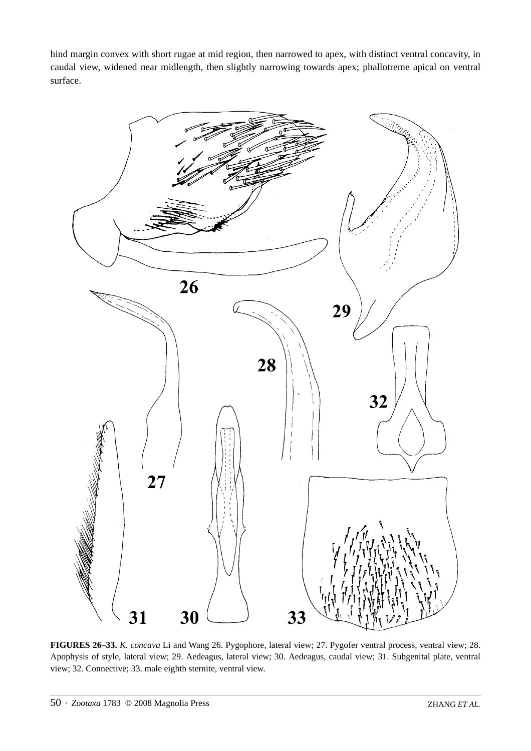hind margin convex with short rugae at mid region, then narrowed to apex, with distinct ventral concavity, in caudal view, widened near midlength, then slightly narrowing towards apex; phallotreme apical on ventral surface.

**FIGURES 26–33.** *K. concava* Li and Wang 26. Pygophore, lateral view; 27. Pygofer ventral process, ventral view; 28. Apophysis of style, lateral view; 29. Aedeagus, lateral view; 30. Aedeagus, caudal view; 31. Subgenital plate, ventral view; 32. Connective; 33. male eighth sternite, ventral view.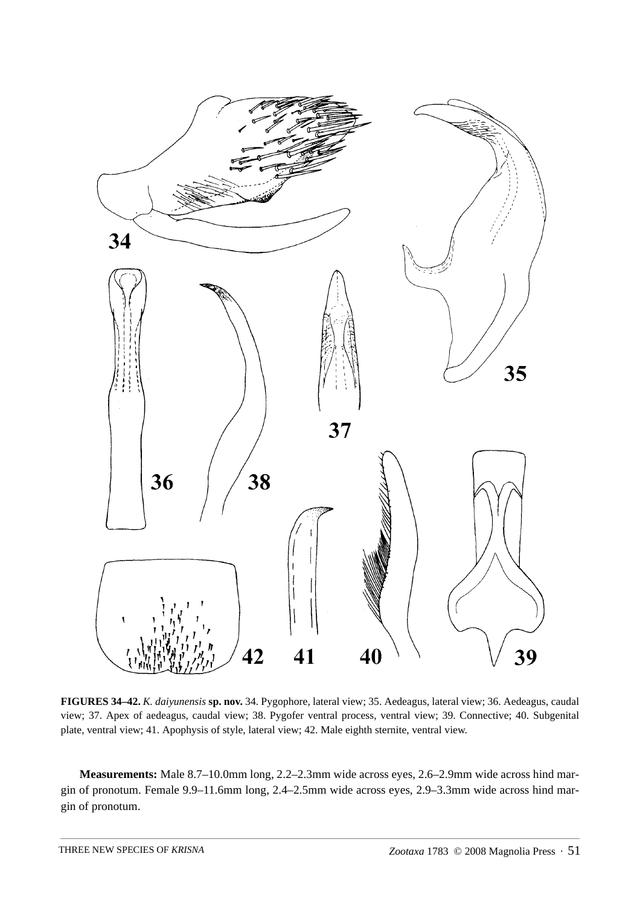**FIGURES 34–42.** *K. daiyunensis* **sp. nov.** 34. Pygophore, lateral view; 35. Aedeagus, lateral view; 36. Aedeagus, caudal view; 37. Apex of aedeagus, caudal view; 38. Pygofer ventral process, ventral view; 39. Connective; 40. Subgenital plate, ventral view; 41. Apophysis of style, lateral view; 42. Male eighth sternite, ventral view.

**Measurements:** Male 8.7–10.0mm long, 2.2–2.3mm wide across eyes, 2.6–2.9mm wide across hind margin of pronotum. Female 9.9–11.6mm long, 2.4–2.5mm wide across eyes, 2.9–3.3mm wide across hind margin of pronotum.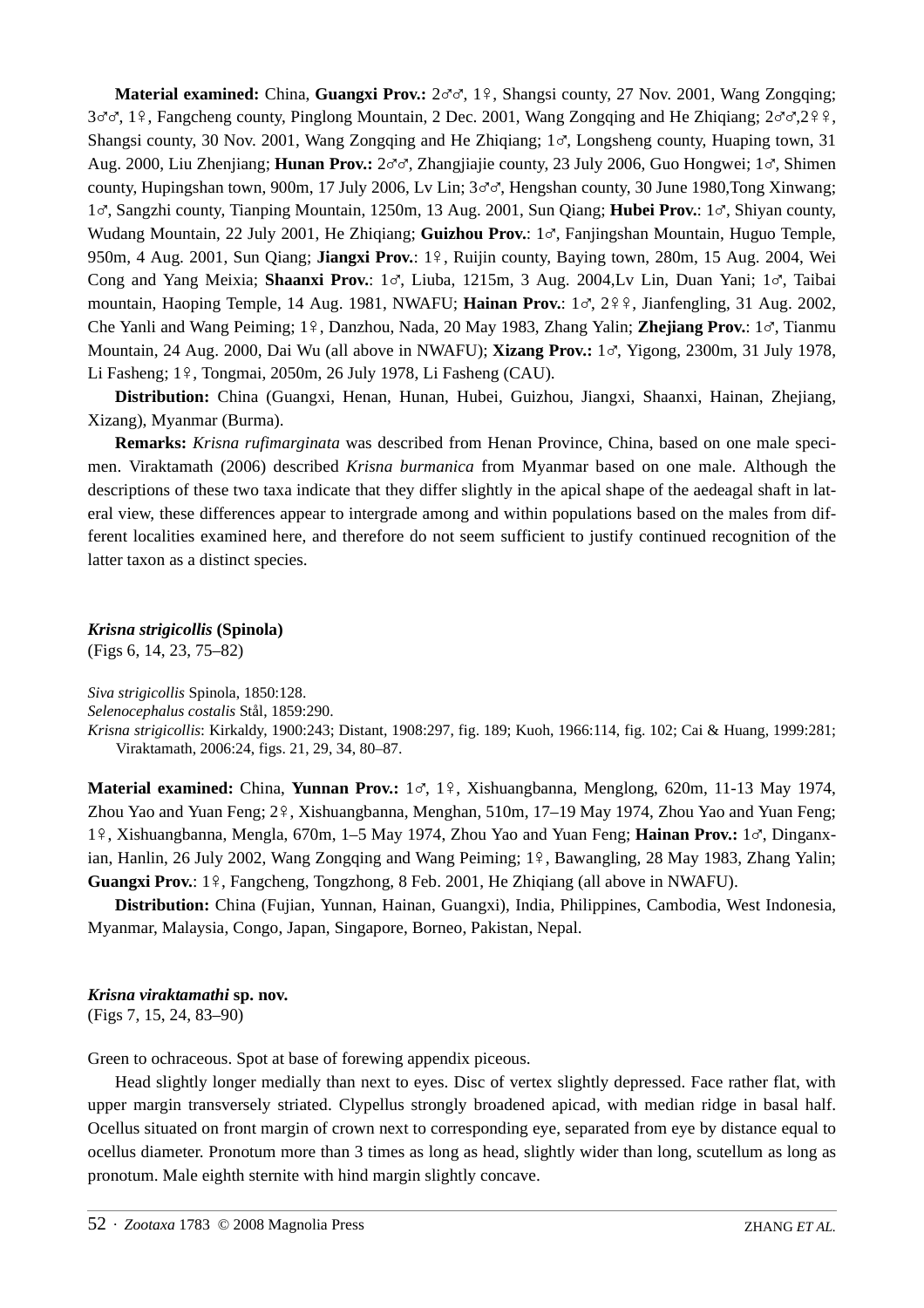**Material examined:** China, **Guangxi Prov.:** 2♂♂, 1♀, Shangsi county, 27 Nov. 2001, Wang Zongqing; 3♂♂, 1♀, Fangcheng county, Pinglong Mountain, 2 Dec. 2001, Wang Zongqing and He Zhiqiang; 2♂♂,2♀♀, Shangsi county, 30 Nov. 2001, Wang Zongqing and He Zhiqiang; 1♂, Longsheng county, Huaping town, 31 Aug. 2000, Liu Zhenjiang; **Hunan Prov.:** 2♂♂, Zhangjiajie county, 23 July 2006, Guo Hongwei; 1♂, Shimen county, Hupingshan town, 900m, 17 July 2006, Lv Lin; 3♂♂, Hengshan county, 30 June 1980,Tong Xinwang; 1♂, Sangzhi county, Tianping Mountain, 1250m, 13 Aug. 2001, Sun Qiang; **Hubei Prov.**: 1♂, Shiyan county, Wudang Mountain, 22 July 2001, He Zhiqiang; **Guizhou Prov.**: 1♂, Fanjingshan Mountain, Huguo Temple, 950m, 4 Aug. 2001, Sun Qiang; **Jiangxi Prov.**: 1♀, Ruijin county, Baying town, 280m, 15 Aug. 2004, Wei Cong and Yang Meixia; **Shaanxi Prov.**: 1♂, Liuba, 1215m, 3 Aug. 2004,Lv Lin, Duan Yani; 1♂, Taibai mountain, Haoping Temple, 14 Aug. 1981, NWAFU; **Hainan Prov.**: 1♂, 2♀♀, Jianfengling, 31 Aug. 2002, Che Yanli and Wang Peiming; 1♀, Danzhou, Nada, 20 May 1983, Zhang Yalin; **Zhejiang Prov.**: 1♂, Tianmu Mountain, 24 Aug. 2000, Dai Wu (all above in NWAFU); **Xizang Prov.:** 1♂, Yigong, 2300m, 31 July 1978, Li Fasheng; 1♀, Tongmai, 2050m, 26 July 1978, Li Fasheng (CAU).

**Distribution:** China (Guangxi, Henan, Hunan, Hubei, Guizhou, Jiangxi, Shaanxi, Hainan, Zhejiang, Xizang), Myanmar (Burma).

**Remarks:** *Krisna rufimarginata* was described from Henan Province, China, based on one male specimen. Viraktamath (2006) described *Krisna burmanica* from Myanmar based on one male. Although the descriptions of these two taxa indicate that they differ slightly in the apical shape of the aedeagal shaft in lateral view, these differences appear to intergrade among and within populations based on the males from different localities examined here, and therefore do not seem sufficient to justify continued recognition of the latter taxon as a distinct species.

***Krisna strigicollis* (Spinola)**
(Figs 6, 14, 23, 75–82)

*Siva strigicollis* Spinola, 1850:128.
*Selenocephalus costalis* Stål, 1859:290.
*Krisna strigicollis*: Kirkaldy, 1900:243; Distant, 1908:297, fig. 189; Kuoh, 1966:114, fig. 102; Cai & Huang, 1999:281; Viraktamath, 2006:24, figs. 21, 29, 34, 80–87.

**Material examined:** China, **Yunnan Prov.:** 1♂, 1♀, Xishuangbanna, Menglong, 620m, 11-13 May 1974, Zhou Yao and Yuan Feng; 2♀, Xishuangbanna, Menghan, 510m, 17–19 May 1974, Zhou Yao and Yuan Feng; 1♀, Xishuangbanna, Mengla, 670m, 1–5 May 1974, Zhou Yao and Yuan Feng; **Hainan Prov.:** 1♂, Dinganxian, Hanlin, 26 July 2002, Wang Zongqing and Wang Peiming; 1♀, Bawangling, 28 May 1983, Zhang Yalin; **Guangxi Prov.**: 1♀, Fangcheng, Tongzhong, 8 Feb. 2001, He Zhiqiang (all above in NWAFU).

**Distribution:** China (Fujian, Yunnan, Hainan, Guangxi), India, Philippines, Cambodia, West Indonesia, Myanmar, Malaysia, Congo, Japan, Singapore, Borneo, Pakistan, Nepal.

***Krisna viraktamathi* sp. nov.**
(Figs 7, 15, 24, 83–90)

Green to ochraceous. Spot at base of forewing appendix piceous.

Head slightly longer medially than next to eyes. Disc of vertex slightly depressed. Face rather flat, with upper margin transversely striated. Clypellus strongly broadened apicad, with median ridge in basal half. Ocellus situated on front margin of crown next to corresponding eye, separated from eye by distance equal to ocellus diameter. Pronotum more than 3 times as long as head, slightly wider than long, scutellum as long as pronotum. Male eighth sternite with hind margin slightly concave.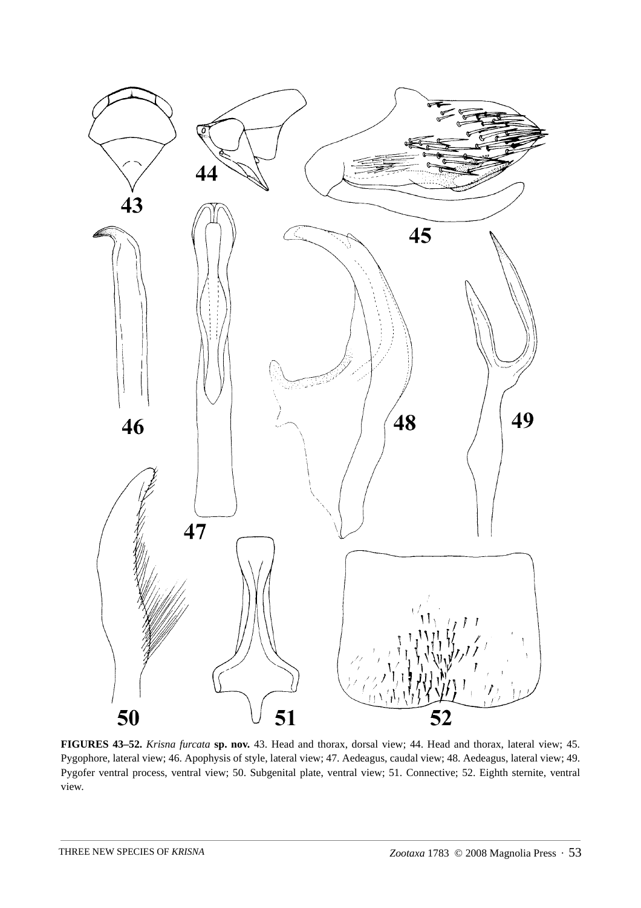**FIGURES 43–52.** *Krisna furcata* **sp. nov.** 43. Head and thorax, dorsal view; 44. Head and thorax, lateral view; 45. Pygophore, lateral view; 46. Apophysis of style, lateral view; 47. Aedeagus, caudal view; 48. Aedeagus, lateral view; 49. Pygofer ventral process, ventral view; 50. Subgenital plate, ventral view; 51. Connective; 52. Eighth sternite, ventral view.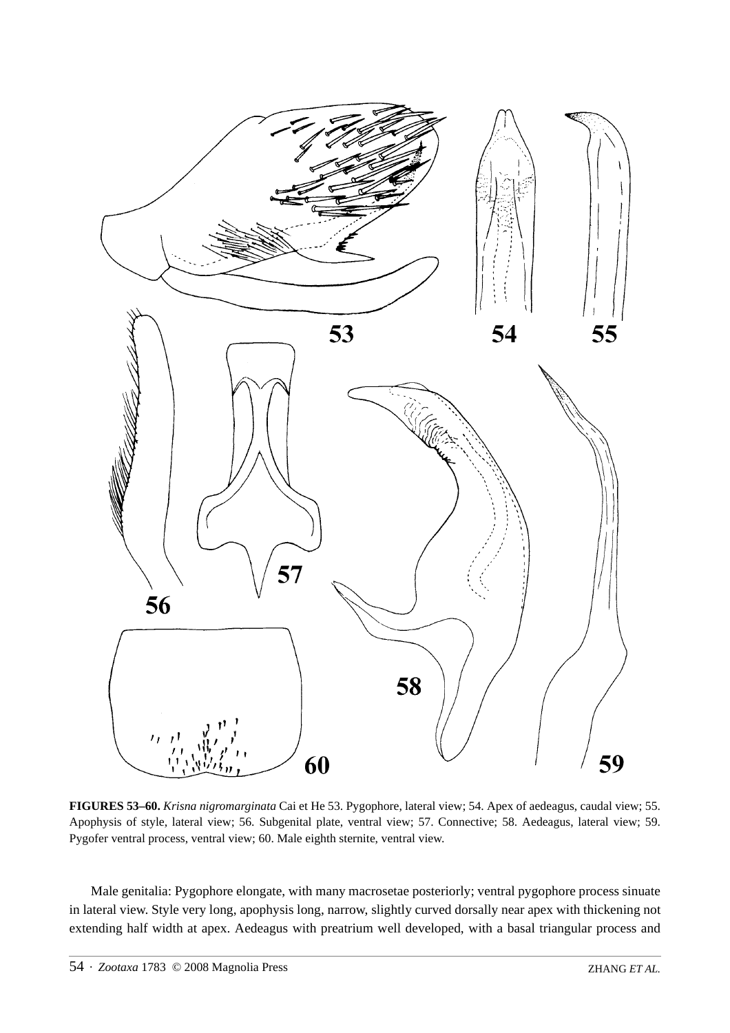**FIGURES 53–60.** *Krisna nigromarginata* Cai et He 53. Pygophore, lateral view; 54. Apex of aedeagus, caudal view; 55. Apophysis of style, lateral view; 56. Subgenital plate, ventral view; 57. Connective; 58. Aedeagus, lateral view; 59. Pygofer ventral process, ventral view; 60. Male eighth sternite, ventral view.

Male genitalia: Pygophore elongate, with many macrosetae posteriorly; ventral pygophore process sinuate in lateral view. Style very long, apophysis long, narrow, slightly curved dorsally near apex with thickening not extending half width at apex. Aedeagus with preatrium well developed, with a basal triangular process and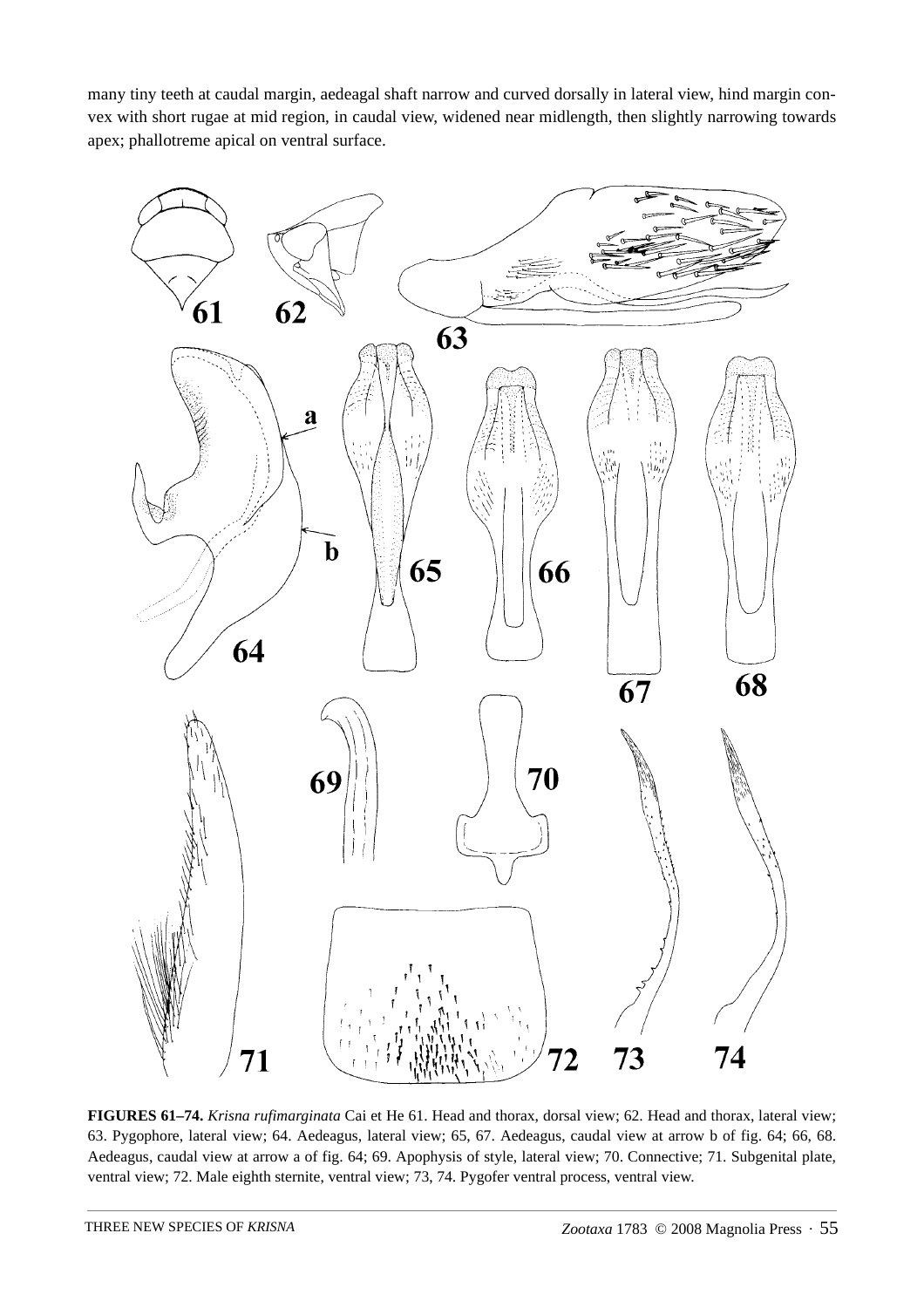many tiny teeth at caudal margin, aedeagal shaft narrow and curved dorsally in lateral view, hind margin convex with short rugae at mid region, in caudal view, widened near midlength, then slightly narrowing towards apex; phallotreme apical on ventral surface.

**FIGURES 61–74.** *Krisna rufimarginata* Cai et He 61. Head and thorax, dorsal view; 62. Head and thorax, lateral view; 63. Pygophore, lateral view; 64. Aedeagus, lateral view; 65, 67. Aedeagus, caudal view at arrow b of fig. 64; 66, 68. Aedeagus, caudal view at arrow a of fig. 64; 69. Apophysis of style, lateral view; 70. Connective; 71. Subgenital plate, ventral view; 72. Male eighth sternite, ventral view; 73, 74. Pygofer ventral process, ventral view.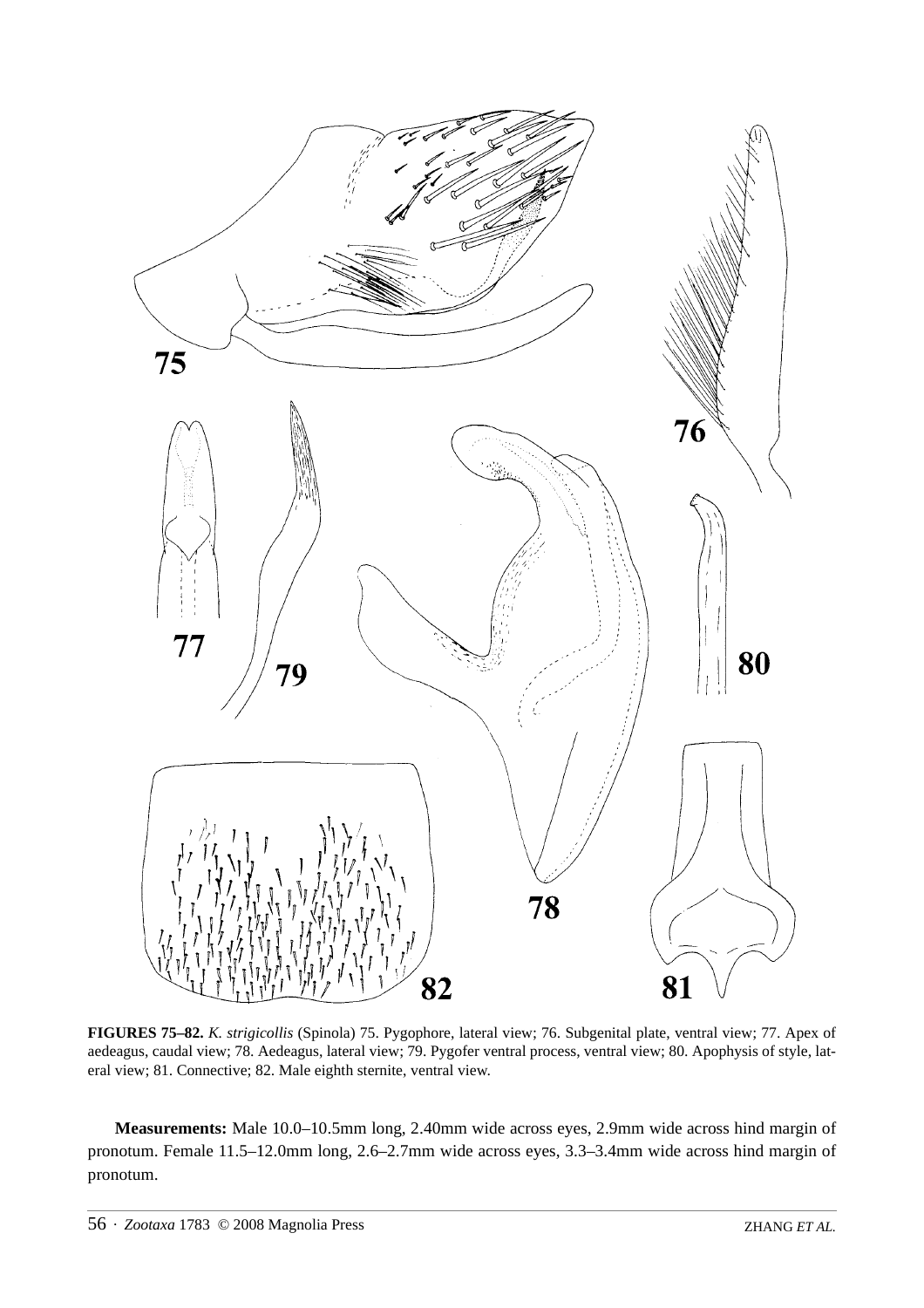**FIGURES 75–82.** *K. strigicollis* (Spinola) 75. Pygophore, lateral view; 76. Subgenital plate, ventral view; 77. Apex of aedeagus, caudal view; 78. Aedeagus, lateral view; 79. Pygofer ventral process, ventral view; 80. Apophysis of style, lateral view; 81. Connective; 82. Male eighth sternite, ventral view.

**Measurements:** Male 10.0–10.5mm long, 2.40mm wide across eyes, 2.9mm wide across hind margin of pronotum. Female 11.5–12.0mm long, 2.6–2.7mm wide across eyes, 3.3–3.4mm wide across hind margin of pronotum.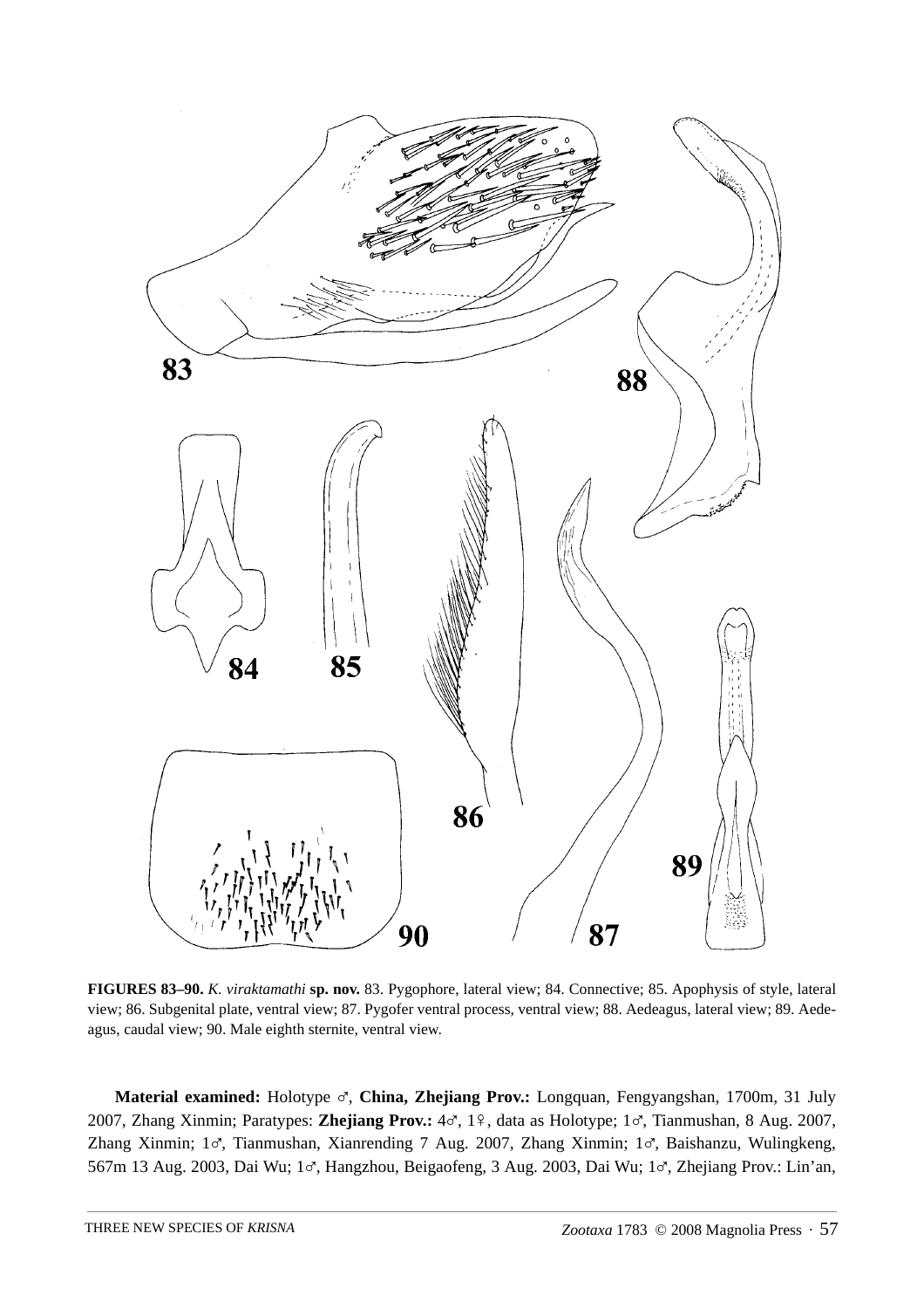**FIGURES 83–90.** *K. viraktamathi* **sp. nov.** 83. Pygophore, lateral view; 84. Connective; 85. Apophysis of style, lateral view; 86. Subgenital plate, ventral view; 87. Pygofer ventral process, ventral view; 88. Aedeagus, lateral view; 89. Aedeagus, caudal view; 90. Male eighth sternite, ventral view.

**Material examined:** Holotype ♂, **China, Zhejiang Prov.:** Longquan, Fengyangshan, 1700m, 31 July 2007, Zhang Xinmin; Paratypes: **Zhejiang Prov.:** 4♂, 1♀, data as Holotype; 1♂, Tianmushan, 8 Aug. 2007, Zhang Xinmin; 1♂, Tianmushan, Xianrending 7 Aug. 2007, Zhang Xinmin; 1♂, Baishanzu, Wulingkeng, 567m 13 Aug. 2003, Dai Wu; 1♂, Hangzhou, Beigaofeng, 3 Aug. 2003, Dai Wu; 1♂, Zhejiang Prov.: Lin'an,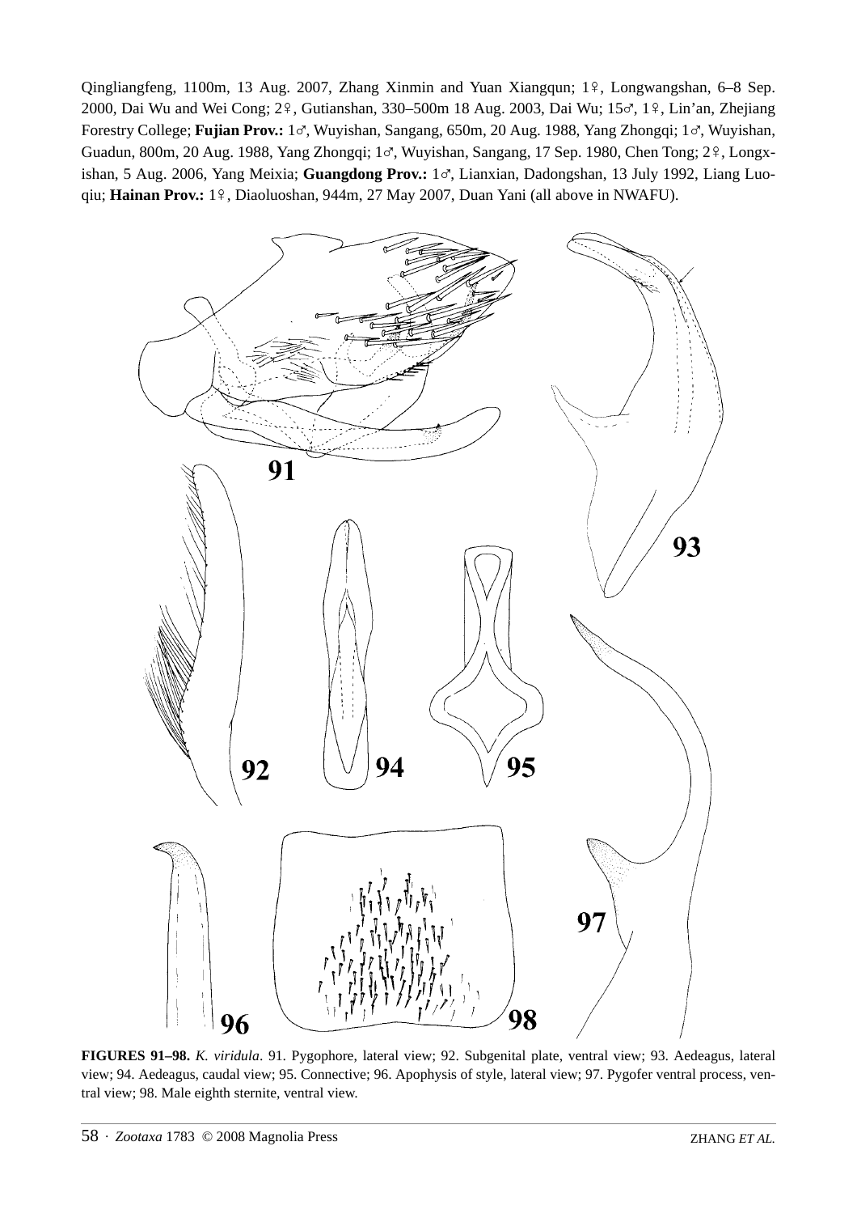Qingliangfeng, 1100m, 13 Aug. 2007, Zhang Xinmin and Yuan Xiangqun; 1♀, Longwangshan, 6–8 Sep. 2000, Dai Wu and Wei Cong; 2♀, Gutianshan, 330–500m 18 Aug. 2003, Dai Wu; 15♂, 1♀, Lin'an, Zhejiang Forestry College; **Fujian Prov.:** 1♂, Wuyishan, Sangang, 650m, 20 Aug. 1988, Yang Zhongqi; 1♂, Wuyishan, Guadun, 800m, 20 Aug. 1988, Yang Zhongqi; 1♂, Wuyishan, Sangang, 17 Sep. 1980, Chen Tong; 2♀, Longxishan, 5 Aug. 2006, Yang Meixia; **Guangdong Prov.:** 1♂, Lianxian, Dadongshan, 13 July 1992, Liang Luoqiu; **Hainan Prov.:** 1♀, Diaoluoshan, 944m, 27 May 2007, Duan Yani (all above in NWAFU).

**FIGURES 91–98.** *K. viridula*. 91. Pygophore, lateral view; 92. Subgenital plate, ventral view; 93. Aedeagus, lateral view; 94. Aedeagus, caudal view; 95. Connective; 96. Apophysis of style, lateral view; 97. Pygofer ventral process, ventral view; 98. Male eighth sternite, ventral view.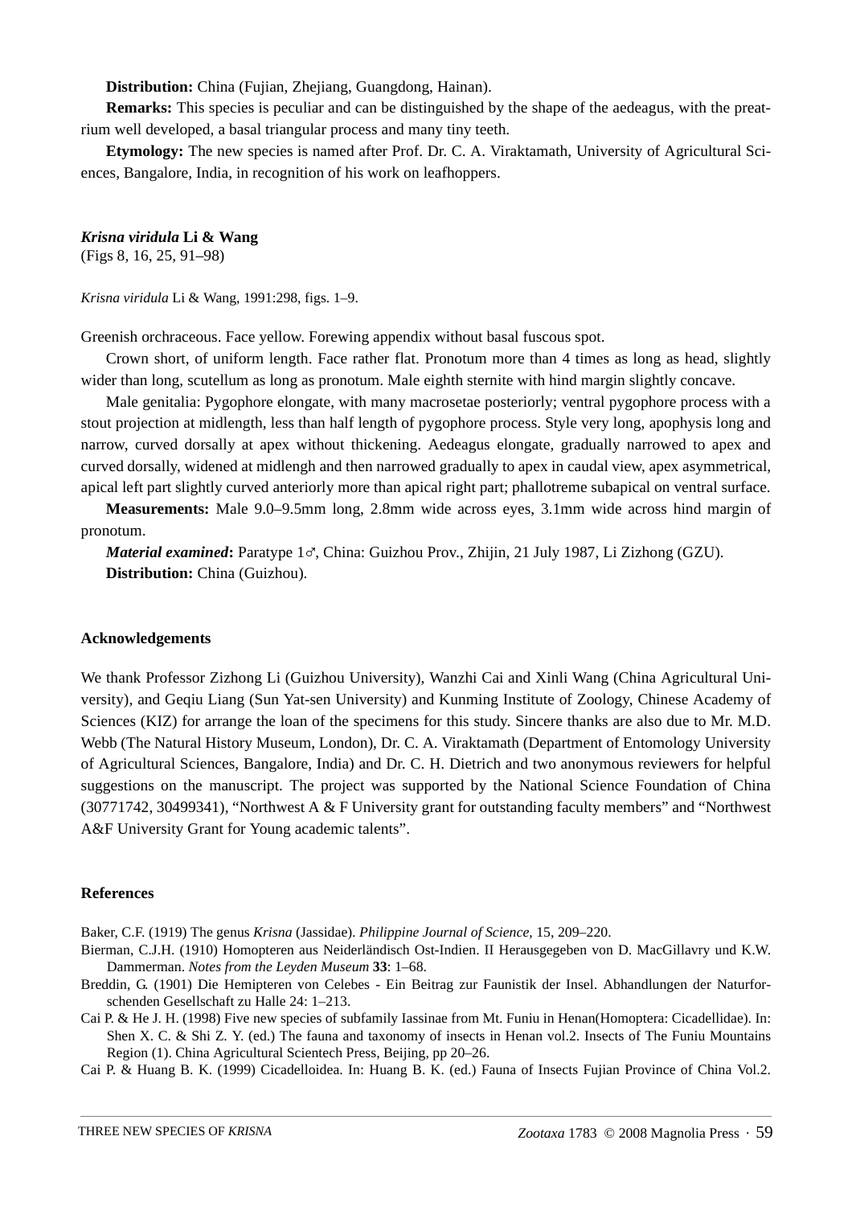**Distribution:** China (Fujian, Zhejiang, Guangdong, Hainan).

**Remarks:** This species is peculiar and can be distinguished by the shape of the aedeagus, with the preatrium well developed, a basal triangular process and many tiny teeth.

**Etymology:** The new species is named after Prof. Dr. C. A. Viraktamath, University of Agricultural Sciences, Bangalore, India, in recognition of his work on leafhoppers.

### *Krisna viridula* Li & Wang

(Figs 8, 16, 25, 91–98)

*Krisna viridula* Li & Wang, 1991:298, figs. 1–9.

Greenish orchraceous. Face yellow. Forewing appendix without basal fuscous spot.

Crown short, of uniform length. Face rather flat. Pronotum more than 4 times as long as head, slightly wider than long, scutellum as long as pronotum. Male eighth sternite with hind margin slightly concave.

Male genitalia: Pygophore elongate, with many macrosetae posteriorly; ventral pygophore process with a stout projection at midlength, less than half length of pygophore process. Style very long, apophysis long and narrow, curved dorsally at apex without thickening. Aedeagus elongate, gradually narrowed to apex and curved dorsally, widened at midlengh and then narrowed gradually to apex in caudal view, apex asymmetrical, apical left part slightly curved anteriorly more than apical right part; phallotreme subapical on ventral surface.

**Measurements:** Male 9.0–9.5mm long, 2.8mm wide across eyes, 3.1mm wide across hind margin of pronotum.

***Material examined*:** Paratype 1♂, China: Guizhou Prov., Zhijin, 21 July 1987, Li Zizhong (GZU).

**Distribution:** China (Guizhou).

## Acknowledgements

We thank Professor Zizhong Li (Guizhou University), Wanzhi Cai and Xinli Wang (China Agricultural University), and Geqiu Liang (Sun Yat-sen University) and Kunming Institute of Zoology, Chinese Academy of Sciences (KIZ) for arrange the loan of the specimens for this study. Sincere thanks are also due to Mr. M.D. Webb (The Natural History Museum, London), Dr. C. A. Viraktamath (Department of Entomology University of Agricultural Sciences, Bangalore, India) and Dr. C. H. Dietrich and two anonymous reviewers for helpful suggestions on the manuscript. The project was supported by the National Science Foundation of China (30771742, 30499341), "Northwest A & F University grant for outstanding faculty members" and "Northwest A&F University Grant for Young academic talents".

## References

Baker, C.F. (1919) The genus *Krisna* (Jassidae). *Philippine Journal of Science*, 15, 209–220.

Bierman, C.J.H. (1910) Homopteren aus Neiderländisch Ost-Indien. II Herausgegeben von D. MacGillavry und K.W. Dammerman. *Notes from the Leyden Museum* **33**: 1–68.

Breddin, G. (1901) Die Hemipteren von Celebes - Ein Beitrag zur Faunistik der Insel. Abhandlungen der Naturforschenden Gesellschaft zu Halle 24: 1–213.

Cai P. & He J. H. (1998) Five new species of subfamily Iassinae from Mt. Funiu in Henan(Homoptera: Cicadellidae). In: Shen X. C. & Shi Z. Y. (ed.) The fauna and taxonomy of insects in Henan vol.2. Insects of The Funiu Mountains Region (1). China Agricultural Scientech Press, Beijing, pp 20–26.

Cai P. & Huang B. K. (1999) Cicadelloidea. In: Huang B. K. (ed.) Fauna of Insects Fujian Province of China Vol.2.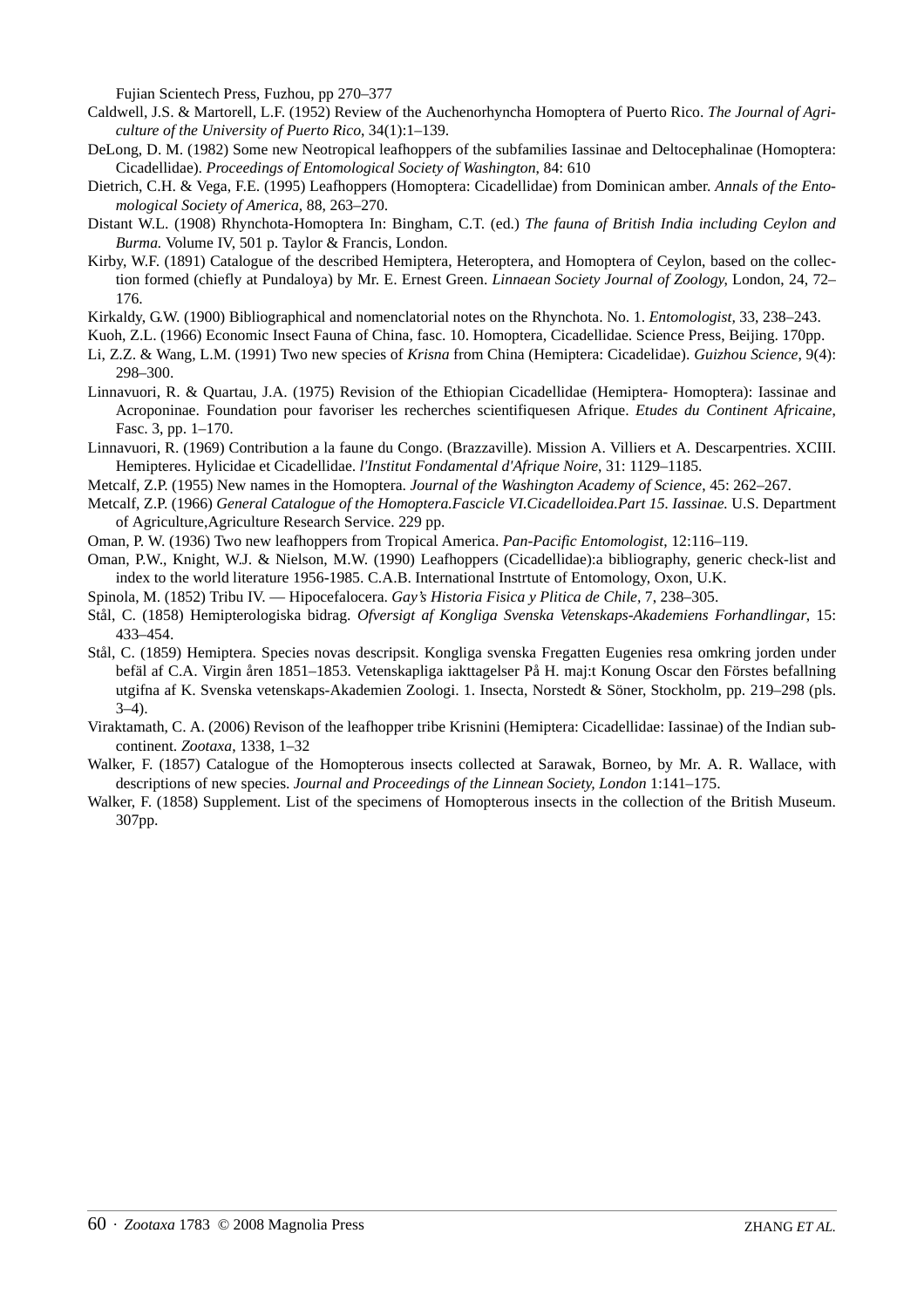Fujian Scientech Press, Fuzhou, pp 270–377

Caldwell, J.S. & Martorell, L.F. (1952) Review of the Auchenorhyncha Homoptera of Puerto Rico. *The Journal of Agriculture of the University of Puerto Rico*, 34(1):1–139.

DeLong, D. M. (1982) Some new Neotropical leafhoppers of the subfamilies Iassinae and Deltocephalinae (Homoptera: Cicadellidae). *Proceedings of Entomological Society of Washington*, 84: 610

Dietrich, C.H. & Vega, F.E. (1995) Leafhoppers (Homoptera: Cicadellidae) from Dominican amber. *Annals of the Entomological Society of America*, 88, 263–270.

Distant W.L. (1908) Rhynchota-Homoptera In: Bingham, C.T. (ed.) *The fauna of British India including Ceylon and Burma.* Volume IV, 501 p. Taylor & Francis, London.

Kirby, W.F. (1891) Catalogue of the described Hemiptera, Heteroptera, and Homoptera of Ceylon, based on the collection formed (chiefly at Pundaloya) by Mr. E. Ernest Green. *Linnaean Society Journal of Zoology*, London, 24, 72–176.

Kirkaldy, G.W. (1900) Bibliographical and nomenclatorial notes on the Rhynchota. No. 1. *Entomologist*, 33, 238–243.

Kuoh, Z.L. (1966) Economic Insect Fauna of China, fasc. 10. Homoptera, Cicadellidae. Science Press, Beijing. 170pp.

Li, Z.Z. & Wang, L.M. (1991) Two new species of *Krisna* from China (Hemiptera: Cicadelidae). *Guizhou Science*, 9(4): 298–300.

Linnavuori, R. & Quartau, J.A. (1975) Revision of the Ethiopian Cicadellidae (Hemiptera- Homoptera): Iassinae and Acroponinae. Foundation pour favoriser les recherches scientifiquesen Afrique. *Etudes du Continent Africaine*, Fasc. 3, pp. 1–170.

Linnavuori, R. (1969) Contribution a la faune du Congo. (Brazzaville). Mission A. Villiers et A. Descarpentries. XCIII. Hemipteres. Hylicidae et Cicadellidae. *l'Institut Fondamental d'Afrique Noire*, 31: 1129–1185.

Metcalf, Z.P. (1955) New names in the Homoptera. *Journal of the Washington Academy of Science*, 45: 262–267.

Metcalf, Z.P. (1966) *General Catalogue of the Homoptera.Fascicle VI.Cicadelloidea.Part 15. Iassinae.* U.S. Department of Agriculture,Agriculture Research Service. 229 pp.

Oman, P. W. (1936) Two new leafhoppers from Tropical America. *Pan-Pacific Entomologist*, 12:116–119.

Oman, P.W., Knight, W.J. & Nielson, M.W. (1990) Leafhoppers (Cicadellidae):a bibliography, generic check-list and index to the world literature 1956-1985. C.A.B. International Instrtute of Entomology, Oxon, U.K.

Spinola, M. (1852) Tribu IV. — Hipocefalocera. *Gay's Historia Fisica y Plitica de Chile*, 7, 238–305.

Stål, C. (1858) Hemipterologiska bidrag. *Ofversigt af Kongliga Svenska Vetenskaps-Akademiens Forhandlingar*, 15: 433–454.

Stål, C. (1859) Hemiptera. Species novas descripsit. Kongliga svenska Fregatten Eugenies resa omkring jorden under befäl af C.A. Virgin åren 1851–1853. Vetenskapliga iakttagelser På H. maj:t Konung Oscar den Förstes befallning utgifna af K. Svenska vetenskaps-Akademien Zoologi. 1. Insecta, Norstedt & Söner, Stockholm, pp. 219–298 (pls. 3–4).

Viraktamath, C. A. (2006) Revison of the leafhopper tribe Krisnini (Hemiptera: Cicadellidae: Iassinae) of the Indian subcontinent. *Zootaxa*, 1338, 1–32

Walker, F. (1857) Catalogue of the Homopterous insects collected at Sarawak, Borneo, by Mr. A. R. Wallace, with descriptions of new species. *Journal and Proceedings of the Linnean Society, London* 1:141–175.

Walker, F. (1858) Supplement. List of the specimens of Homopterous insects in the collection of the British Museum. 307pp.